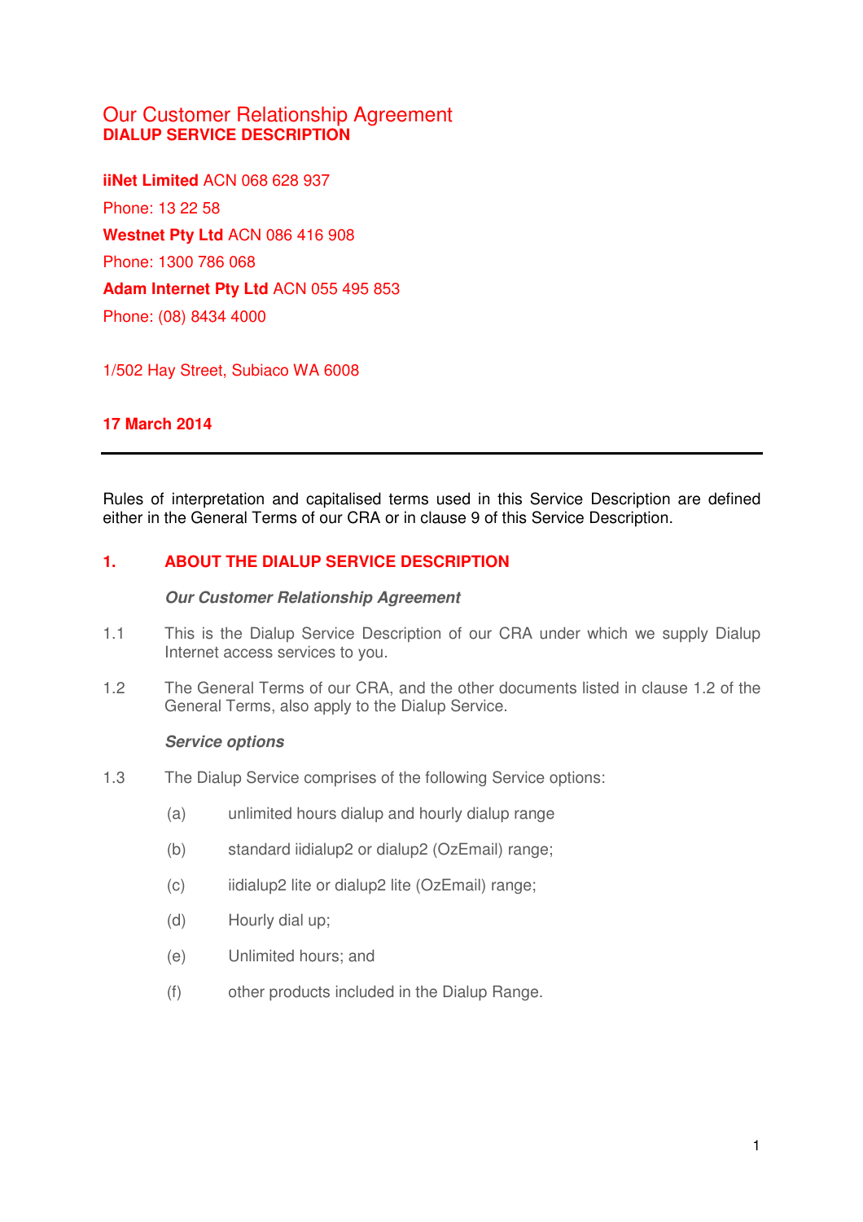# Our Customer Relationship Agreement
## DIALUP SERVICE DESCRIPTION

**iiNet Limited** ACN 068 628 937

Phone: 13 22 58

**Westnet Pty Ltd** ACN 086 416 908

Phone: 1300 786 068

**Adam Internet Pty Ltd** ACN 055 495 853

Phone: (08) 8434 4000

1/502 Hay Street, Subiaco WA 6008

**17 March 2014**

---

Rules of interpretation and capitalised terms used in this Service Description are defined either in the General Terms of our CRA or in clause 9 of this Service Description.

## 1. ABOUT THE DIALUP SERVICE DESCRIPTION

***Our Customer Relationship Agreement***

1.1 This is the Dialup Service Description of our CRA under which we supply Dialup Internet access services to you.

1.2 The General Terms of our CRA, and the other documents listed in clause 1.2 of the General Terms, also apply to the Dialup Service.

***Service options***

1.3 The Dialup Service comprises of the following Service options:

(a) unlimited hours dialup and hourly dialup range

(b) standard iidialup2 or dialup2 (OzEmail) range;

(c) iidialup2 lite or dialup2 lite (OzEmail) range;

(d) Hourly dial up;

(e) Unlimited hours; and

(f) other products included in the Dialup Range.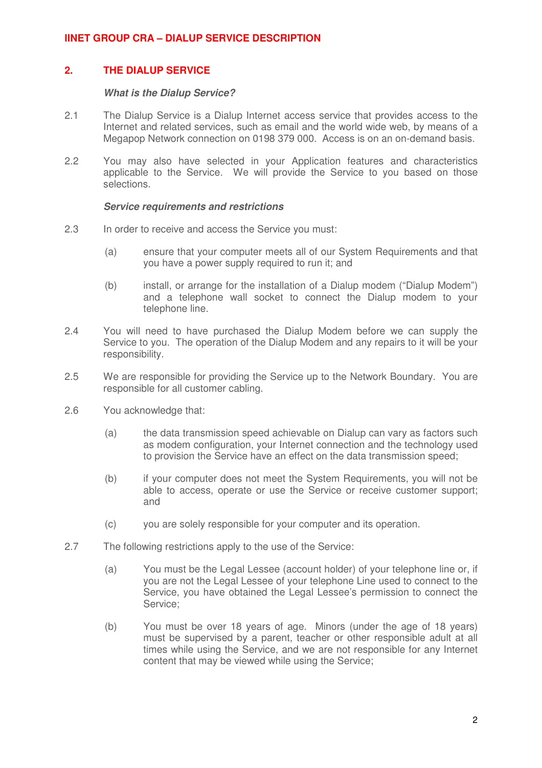## 2. THE DIALUP SERVICE

***What is the Dialup Service?***

2.1 The Dialup Service is a Dialup Internet access service that provides access to the Internet and related services, such as email and the world wide web, by means of a Megapop Network connection on 0198 379 000. Access is on an on-demand basis.

2.2 You may also have selected in your Application features and characteristics applicable to the Service. We will provide the Service to you based on those selections.

***Service requirements and restrictions***

2.3 In order to receive and access the Service you must:

(a) ensure that your computer meets all of our System Requirements and that you have a power supply required to run it; and

(b) install, or arrange for the installation of a Dialup modem ("Dialup Modem") and a telephone wall socket to connect the Dialup modem to your telephone line.

2.4 You will need to have purchased the Dialup Modem before we can supply the Service to you. The operation of the Dialup Modem and any repairs to it will be your responsibility.

2.5 We are responsible for providing the Service up to the Network Boundary. You are responsible for all customer cabling.

2.6 You acknowledge that:

(a) the data transmission speed achievable on Dialup can vary as factors such as modem configuration, your Internet connection and the technology used to provision the Service have an effect on the data transmission speed;

(b) if your computer does not meet the System Requirements, you will not be able to access, operate or use the Service or receive customer support; and

(c) you are solely responsible for your computer and its operation.

2.7 The following restrictions apply to the use of the Service:

(a) You must be the Legal Lessee (account holder) of your telephone line or, if you are not the Legal Lessee of your telephone Line used to connect to the Service, you have obtained the Legal Lessee's permission to connect the Service;

(b) You must be over 18 years of age. Minors (under the age of 18 years) must be supervised by a parent, teacher or other responsible adult at all times while using the Service, and we are not responsible for any Internet content that may be viewed while using the Service;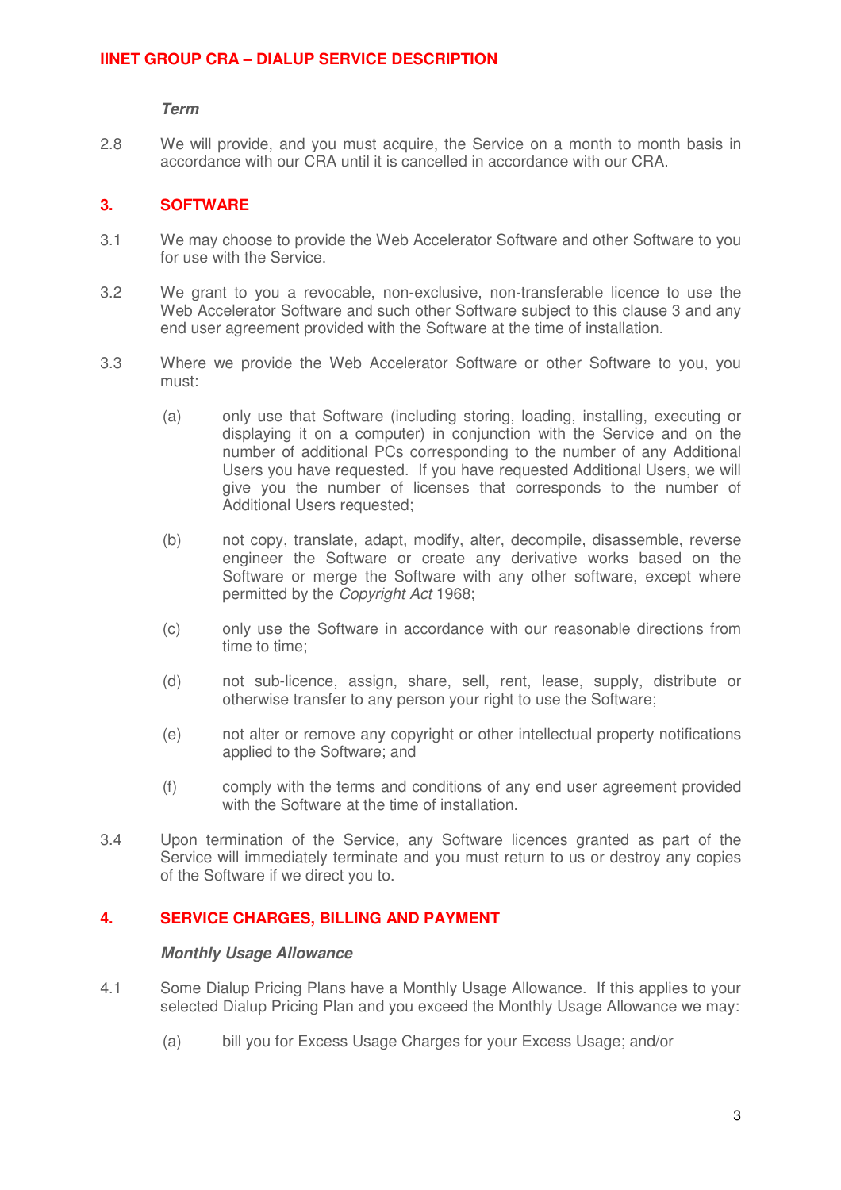***Term***

2.8 We will provide, and you must acquire, the Service on a month to month basis in accordance with our CRA until it is cancelled in accordance with our CRA.

## 3. SOFTWARE

3.1 We may choose to provide the Web Accelerator Software and other Software to you for use with the Service.

3.2 We grant to you a revocable, non-exclusive, non-transferable licence to use the Web Accelerator Software and such other Software subject to this clause 3 and any end user agreement provided with the Software at the time of installation.

3.3 Where we provide the Web Accelerator Software or other Software to you, you must:

(a) only use that Software (including storing, loading, installing, executing or displaying it on a computer) in conjunction with the Service and on the number of additional PCs corresponding to the number of any Additional Users you have requested. If you have requested Additional Users, we will give you the number of licenses that corresponds to the number of Additional Users requested;

(b) not copy, translate, adapt, modify, alter, decompile, disassemble, reverse engineer the Software or create any derivative works based on the Software or merge the Software with any other software, except where permitted by the *Copyright Act* 1968;

(c) only use the Software in accordance with our reasonable directions from time to time;

(d) not sub-licence, assign, share, sell, rent, lease, supply, distribute or otherwise transfer to any person your right to use the Software;

(e) not alter or remove any copyright or other intellectual property notifications applied to the Software; and

(f) comply with the terms and conditions of any end user agreement provided with the Software at the time of installation.

3.4 Upon termination of the Service, any Software licences granted as part of the Service will immediately terminate and you must return to us or destroy any copies of the Software if we direct you to.

## 4. SERVICE CHARGES, BILLING AND PAYMENT

***Monthly Usage Allowance***

4.1 Some Dialup Pricing Plans have a Monthly Usage Allowance. If this applies to your selected Dialup Pricing Plan and you exceed the Monthly Usage Allowance we may:

(a) bill you for Excess Usage Charges for your Excess Usage; and/or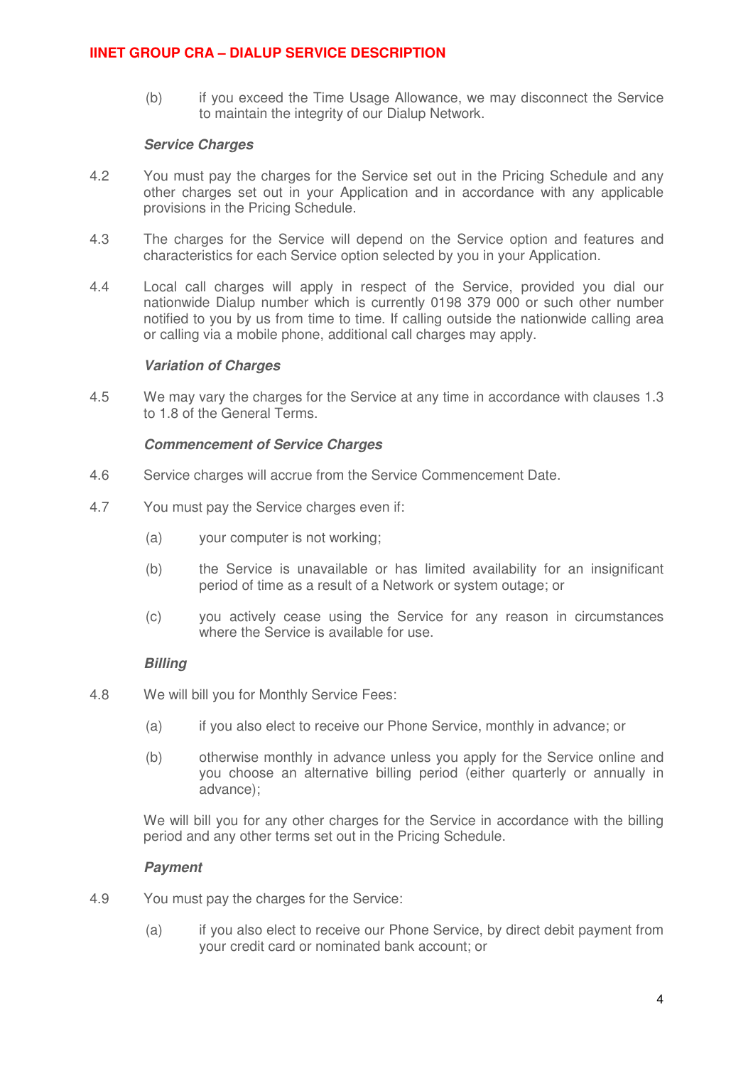(b) if you exceed the Time Usage Allowance, we may disconnect the Service to maintain the integrity of our Dialup Network.

***Service Charges***

4.2 You must pay the charges for the Service set out in the Pricing Schedule and any other charges set out in your Application and in accordance with any applicable provisions in the Pricing Schedule.

4.3 The charges for the Service will depend on the Service option and features and characteristics for each Service option selected by you in your Application.

4.4 Local call charges will apply in respect of the Service, provided you dial our nationwide Dialup number which is currently 0198 379 000 or such other number notified to you by us from time to time. If calling outside the nationwide calling area or calling via a mobile phone, additional call charges may apply.

***Variation of Charges***

4.5 We may vary the charges for the Service at any time in accordance with clauses 1.3 to 1.8 of the General Terms.

***Commencement of Service Charges***

4.6 Service charges will accrue from the Service Commencement Date.

4.7 You must pay the Service charges even if:

(a) your computer is not working;

(b) the Service is unavailable or has limited availability for an insignificant period of time as a result of a Network or system outage; or

(c) you actively cease using the Service for any reason in circumstances where the Service is available for use.

***Billing***

4.8 We will bill you for Monthly Service Fees:

(a) if you also elect to receive our Phone Service, monthly in advance; or

(b) otherwise monthly in advance unless you apply for the Service online and you choose an alternative billing period (either quarterly or annually in advance);

We will bill you for any other charges for the Service in accordance with the billing period and any other terms set out in the Pricing Schedule.

***Payment***

4.9 You must pay the charges for the Service:

(a) if you also elect to receive our Phone Service, by direct debit payment from your credit card or nominated bank account; or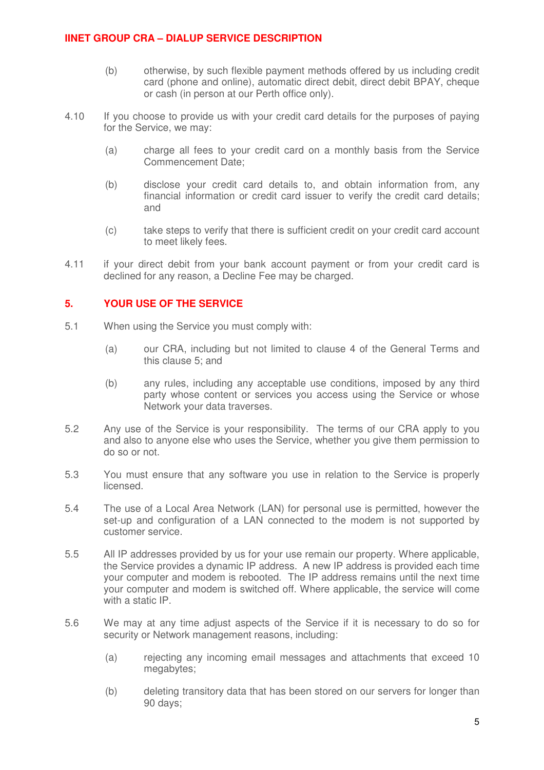(b) otherwise, by such flexible payment methods offered by us including credit card (phone and online), automatic direct debit, direct debit BPAY, cheque or cash (in person at our Perth office only).

4.10 If you choose to provide us with your credit card details for the purposes of paying for the Service, we may:

(a) charge all fees to your credit card on a monthly basis from the Service Commencement Date;

(b) disclose your credit card details to, and obtain information from, any financial information or credit card issuer to verify the credit card details; and

(c) take steps to verify that there is sufficient credit on your credit card account to meet likely fees.

4.11 if your direct debit from your bank account payment or from your credit card is declined for any reason, a Decline Fee may be charged.

## 5. YOUR USE OF THE SERVICE

5.1 When using the Service you must comply with:

(a) our CRA, including but not limited to clause 4 of the General Terms and this clause 5; and

(b) any rules, including any acceptable use conditions, imposed by any third party whose content or services you access using the Service or whose Network your data traverses.

5.2 Any use of the Service is your responsibility. The terms of our CRA apply to you and also to anyone else who uses the Service, whether you give them permission to do so or not.

5.3 You must ensure that any software you use in relation to the Service is properly licensed.

5.4 The use of a Local Area Network (LAN) for personal use is permitted, however the set-up and configuration of a LAN connected to the modem is not supported by customer service.

5.5 All IP addresses provided by us for your use remain our property. Where applicable, the Service provides a dynamic IP address. A new IP address is provided each time your computer and modem is rebooted. The IP address remains until the next time your computer and modem is switched off. Where applicable, the service will come with a static IP.

5.6 We may at any time adjust aspects of the Service if it is necessary to do so for security or Network management reasons, including:

(a) rejecting any incoming email messages and attachments that exceed 10 megabytes;

(b) deleting transitory data that has been stored on our servers for longer than 90 days;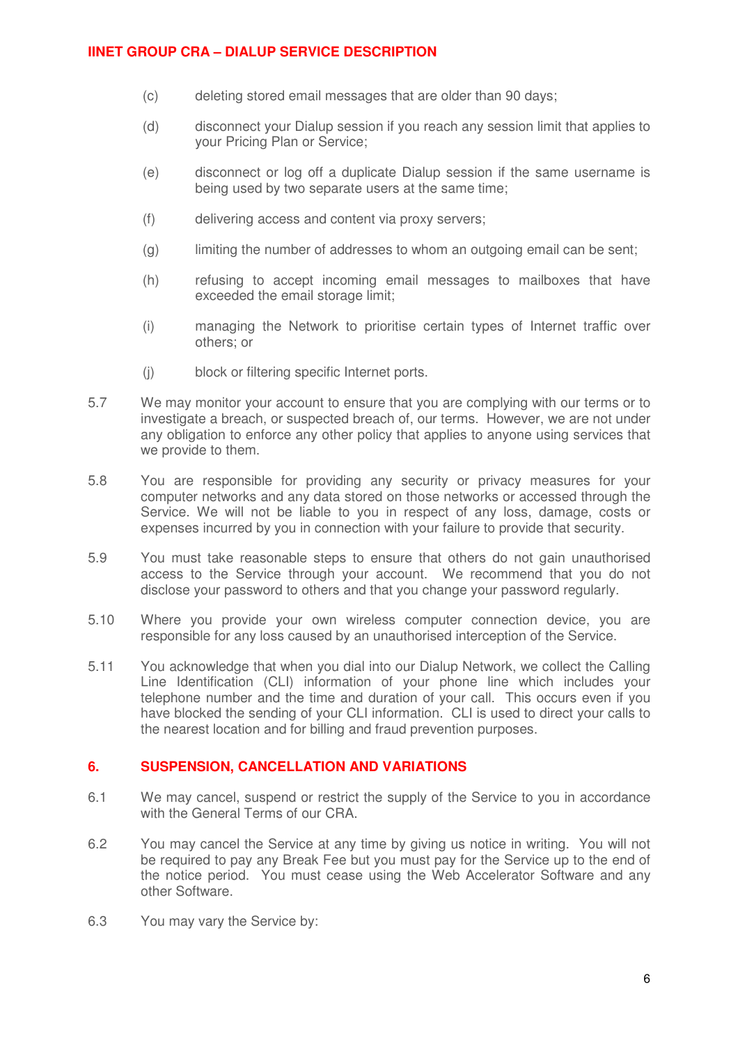(c) deleting stored email messages that are older than 90 days;

(d) disconnect your Dialup session if you reach any session limit that applies to your Pricing Plan or Service;

(e) disconnect or log off a duplicate Dialup session if the same username is being used by two separate users at the same time;

(f) delivering access and content via proxy servers;

(g) limiting the number of addresses to whom an outgoing email can be sent;

(h) refusing to accept incoming email messages to mailboxes that have exceeded the email storage limit;

(i) managing the Network to prioritise certain types of Internet traffic over others; or

(j) block or filtering specific Internet ports.

5.7 We may monitor your account to ensure that you are complying with our terms or to investigate a breach, or suspected breach of, our terms. However, we are not under any obligation to enforce any other policy that applies to anyone using services that we provide to them.

5.8 You are responsible for providing any security or privacy measures for your computer networks and any data stored on those networks or accessed through the Service. We will not be liable to you in respect of any loss, damage, costs or expenses incurred by you in connection with your failure to provide that security.

5.9 You must take reasonable steps to ensure that others do not gain unauthorised access to the Service through your account. We recommend that you do not disclose your password to others and that you change your password regularly.

5.10 Where you provide your own wireless computer connection device, you are responsible for any loss caused by an unauthorised interception of the Service.

5.11 You acknowledge that when you dial into our Dialup Network, we collect the Calling Line Identification (CLI) information of your phone line which includes your telephone number and the time and duration of your call. This occurs even if you have blocked the sending of your CLI information. CLI is used to direct your calls to the nearest location and for billing and fraud prevention purposes.

## 6. SUSPENSION, CANCELLATION AND VARIATIONS

6.1 We may cancel, suspend or restrict the supply of the Service to you in accordance with the General Terms of our CRA.

6.2 You may cancel the Service at any time by giving us notice in writing. You will not be required to pay any Break Fee but you must pay for the Service up to the end of the notice period. You must cease using the Web Accelerator Software and any other Software.

6.3 You may vary the Service by: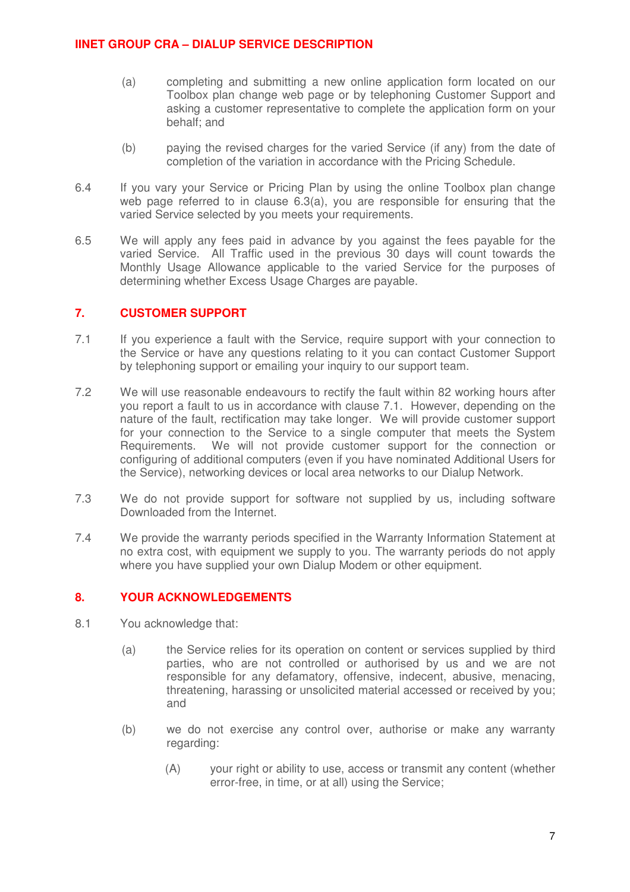(a) completing and submitting a new online application form located on our Toolbox plan change web page or by telephoning Customer Support and asking a customer representative to complete the application form on your behalf; and

(b) paying the revised charges for the varied Service (if any) from the date of completion of the variation in accordance with the Pricing Schedule.

6.4 If you vary your Service or Pricing Plan by using the online Toolbox plan change web page referred to in clause 6.3(a), you are responsible for ensuring that the varied Service selected by you meets your requirements.

6.5 We will apply any fees paid in advance by you against the fees payable for the varied Service. All Traffic used in the previous 30 days will count towards the Monthly Usage Allowance applicable to the varied Service for the purposes of determining whether Excess Usage Charges are payable.

## 7. CUSTOMER SUPPORT

7.1 If you experience a fault with the Service, require support with your connection to the Service or have any questions relating to it you can contact Customer Support by telephoning support or emailing your inquiry to our support team.

7.2 We will use reasonable endeavours to rectify the fault within 82 working hours after you report a fault to us in accordance with clause 7.1. However, depending on the nature of the fault, rectification may take longer. We will provide customer support for your connection to the Service to a single computer that meets the System Requirements. We will not provide customer support for the connection or configuring of additional computers (even if you have nominated Additional Users for the Service), networking devices or local area networks to our Dialup Network.

7.3 We do not provide support for software not supplied by us, including software Downloaded from the Internet.

7.4 We provide the warranty periods specified in the Warranty Information Statement at no extra cost, with equipment we supply to you. The warranty periods do not apply where you have supplied your own Dialup Modem or other equipment.

## 8. YOUR ACKNOWLEDGEMENTS

8.1 You acknowledge that:

(a) the Service relies for its operation on content or services supplied by third parties, who are not controlled or authorised by us and we are not responsible for any defamatory, offensive, indecent, abusive, menacing, threatening, harassing or unsolicited material accessed or received by you; and

(b) we do not exercise any control over, authorise or make any warranty regarding:

(A) your right or ability to use, access or transmit any content (whether error-free, in time, or at all) using the Service;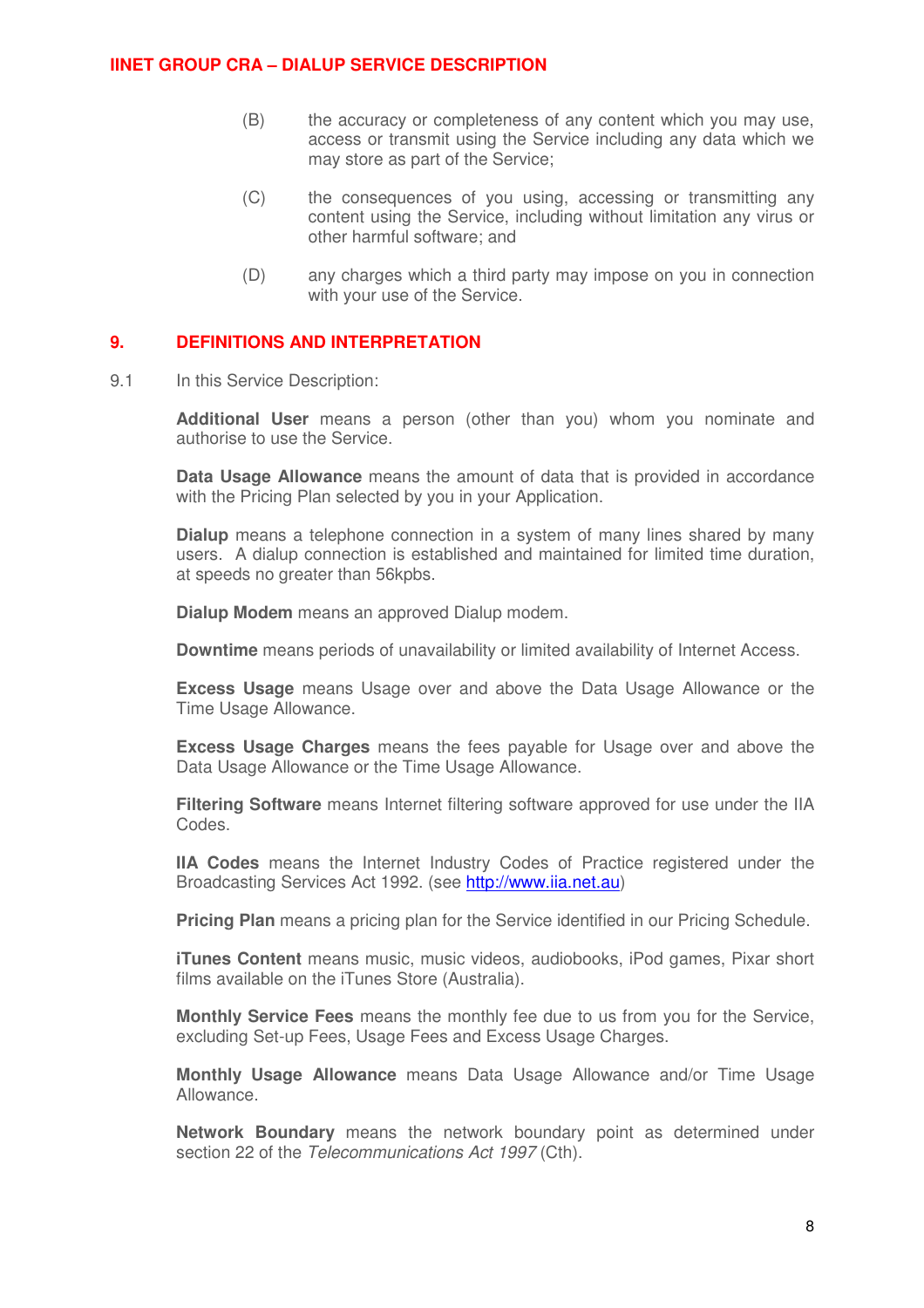(B) the accuracy or completeness of any content which you may use, access or transmit using the Service including any data which we may store as part of the Service;

(C) the consequences of you using, accessing or transmitting any content using the Service, including without limitation any virus or other harmful software; and

(D) any charges which a third party may impose on you in connection with your use of the Service.

## 9. DEFINITIONS AND INTERPRETATION

9.1 In this Service Description:

**Additional User** means a person (other than you) whom you nominate and authorise to use the Service.

**Data Usage Allowance** means the amount of data that is provided in accordance with the Pricing Plan selected by you in your Application.

**Dialup** means a telephone connection in a system of many lines shared by many users. A dialup connection is established and maintained for limited time duration, at speeds no greater than 56kpbs.

**Dialup Modem** means an approved Dialup modem.

**Downtime** means periods of unavailability or limited availability of Internet Access.

**Excess Usage** means Usage over and above the Data Usage Allowance or the Time Usage Allowance.

**Excess Usage Charges** means the fees payable for Usage over and above the Data Usage Allowance or the Time Usage Allowance.

**Filtering Software** means Internet filtering software approved for use under the IIA Codes.

**IIA Codes** means the Internet Industry Codes of Practice registered under the Broadcasting Services Act 1992. (see [http://www.iia.net.au](http://www.iia.net.au))

**Pricing Plan** means a pricing plan for the Service identified in our Pricing Schedule.

**iTunes Content** means music, music videos, audiobooks, iPod games, Pixar short films available on the iTunes Store (Australia).

**Monthly Service Fees** means the monthly fee due to us from you for the Service, excluding Set-up Fees, Usage Fees and Excess Usage Charges.

**Monthly Usage Allowance** means Data Usage Allowance and/or Time Usage Allowance.

**Network Boundary** means the network boundary point as determined under section 22 of the *Telecommunications Act 1997* (Cth).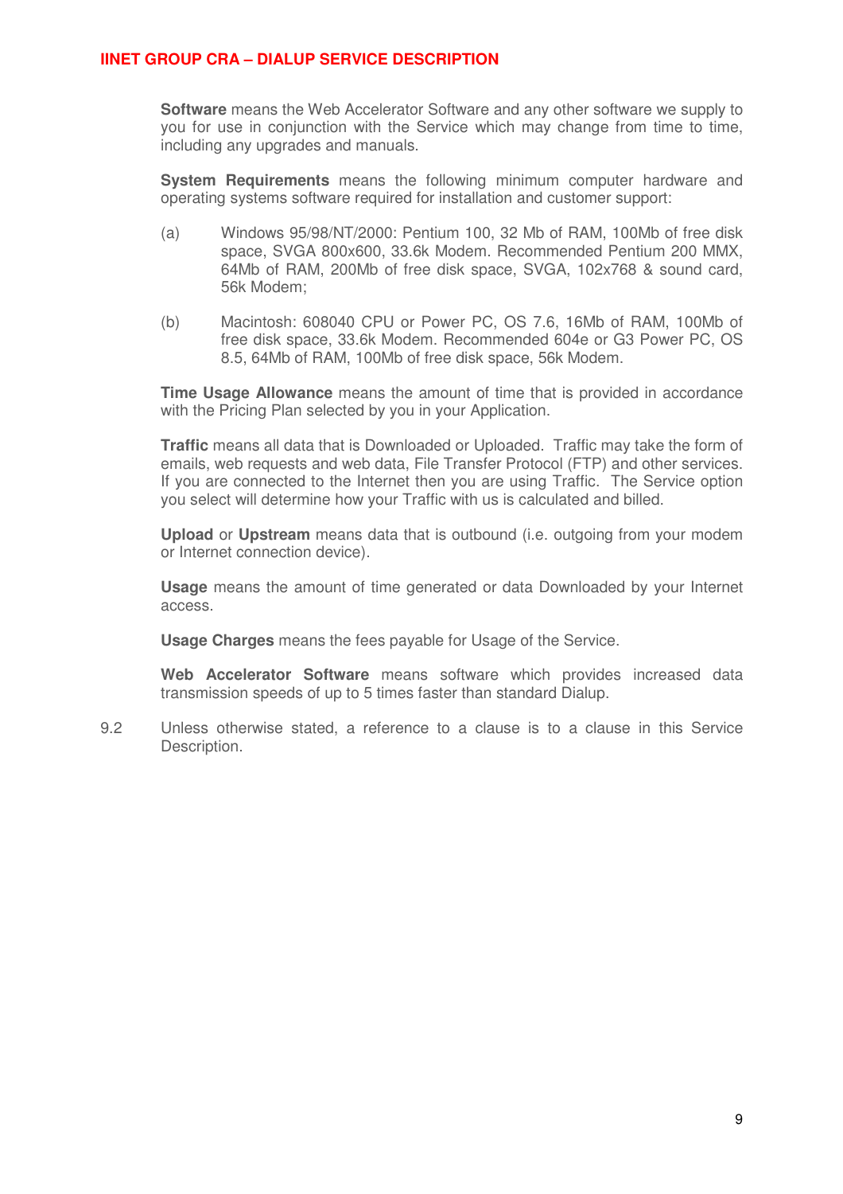**Software** means the Web Accelerator Software and any other software we supply to you for use in conjunction with the Service which may change from time to time, including any upgrades and manuals.

**System Requirements** means the following minimum computer hardware and operating systems software required for installation and customer support:

(a) Windows 95/98/NT/2000: Pentium 100, 32 Mb of RAM, 100Mb of free disk space, SVGA 800x600, 33.6k Modem. Recommended Pentium 200 MMX, 64Mb of RAM, 200Mb of free disk space, SVGA, 102x768 & sound card, 56k Modem;

(b) Macintosh: 608040 CPU or Power PC, OS 7.6, 16Mb of RAM, 100Mb of free disk space, 33.6k Modem. Recommended 604e or G3 Power PC, OS 8.5, 64Mb of RAM, 100Mb of free disk space, 56k Modem.

**Time Usage Allowance** means the amount of time that is provided in accordance with the Pricing Plan selected by you in your Application.

**Traffic** means all data that is Downloaded or Uploaded. Traffic may take the form of emails, web requests and web data, File Transfer Protocol (FTP) and other services. If you are connected to the Internet then you are using Traffic. The Service option you select will determine how your Traffic with us is calculated and billed.

**Upload** or **Upstream** means data that is outbound (i.e. outgoing from your modem or Internet connection device).

**Usage** means the amount of time generated or data Downloaded by your Internet access.

**Usage Charges** means the fees payable for Usage of the Service.

**Web Accelerator Software** means software which provides increased data transmission speeds of up to 5 times faster than standard Dialup.

9.2 Unless otherwise stated, a reference to a clause is to a clause in this Service Description.